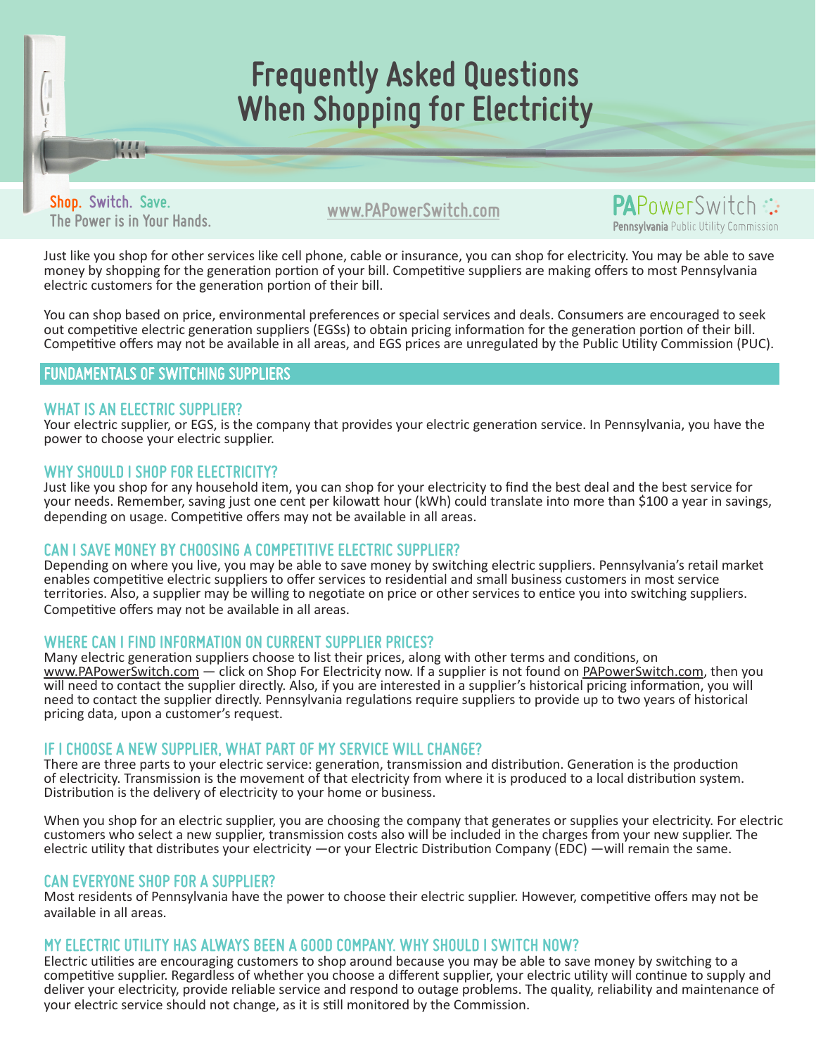# Frequently Asked Questions When Shopping for Electricity

**Shop. Switch. Save.**
The Power is in Your Hands.

www.PAPowerSwitch.com

**PA**PowerSwitch
**Pennsylvania** Public Utility Commission

Just like you shop for other services like cell phone, cable or insurance, you can shop for electricity. You may be able to save money by shopping for the generation portion of your bill. Competitive suppliers are making offers to most Pennsylvania electric customers for the generation portion of their bill.

You can shop based on price, environmental preferences or special services and deals. Consumers are encouraged to seek out competitive electric generation suppliers (EGSs) to obtain pricing information for the generation portion of their bill. Competitive offers may not be available in all areas, and EGS prices are unregulated by the Public Utility Commission (PUC).

## FUNDAMENTALS OF SWITCHING SUPPLIERS

### WHAT IS AN ELECTRIC SUPPLIER?

Your electric supplier, or EGS, is the company that provides your electric generation service. In Pennsylvania, you have the power to choose your electric supplier.

### WHY SHOULD I SHOP FOR ELECTRICITY?

Just like you shop for any household item, you can shop for your electricity to find the best deal and the best service for your needs. Remember, saving just one cent per kilowatt hour (kWh) could translate into more than $100 a year in savings, depending on usage. Competitive offers may not be available in all areas.

### CAN I SAVE MONEY BY CHOOSING A COMPETITIVE ELECTRIC SUPPLIER?

Depending on where you live, you may be able to save money by switching electric suppliers. Pennsylvania's retail market enables competitive electric suppliers to offer services to residential and small business customers in most service territories. Also, a supplier may be willing to negotiate on price or other services to entice you into switching suppliers. Competitive offers may not be available in all areas.

### WHERE CAN I FIND INFORMATION ON CURRENT SUPPLIER PRICES?

Many electric generation suppliers choose to list their prices, along with other terms and conditions, on www.PAPowerSwitch.com — click on Shop For Electricity now. If a supplier is not found on PAPowerSwitch.com, then you will need to contact the supplier directly. Also, if you are interested in a supplier's historical pricing information, you will need to contact the supplier directly. Pennsylvania regulations require suppliers to provide up to two years of historical pricing data, upon a customer's request.

### IF I CHOOSE A NEW SUPPLIER, WHAT PART OF MY SERVICE WILL CHANGE?

There are three parts to your electric service: generation, transmission and distribution. Generation is the production of electricity. Transmission is the movement of that electricity from where it is produced to a local distribution system. Distribution is the delivery of electricity to your home or business.

When you shop for an electric supplier, you are choosing the company that generates or supplies your electricity. For electric customers who select a new supplier, transmission costs also will be included in the charges from your new supplier. The electric utility that distributes your electricity —or your Electric Distribution Company (EDC) —will remain the same.

### CAN EVERYONE SHOP FOR A SUPPLIER?

Most residents of Pennsylvania have the power to choose their electric supplier. However, competitive offers may not be available in all areas.

### MY ELECTRIC UTILITY HAS ALWAYS BEEN A GOOD COMPANY. WHY SHOULD I SWITCH NOW?

Electric utilities are encouraging customers to shop around because you may be able to save money by switching to a competitive supplier. Regardless of whether you choose a different supplier, your electric utility will continue to supply and deliver your electricity, provide reliable service and respond to outage problems. The quality, reliability and maintenance of your electric service should not change, as it is still monitored by the Commission.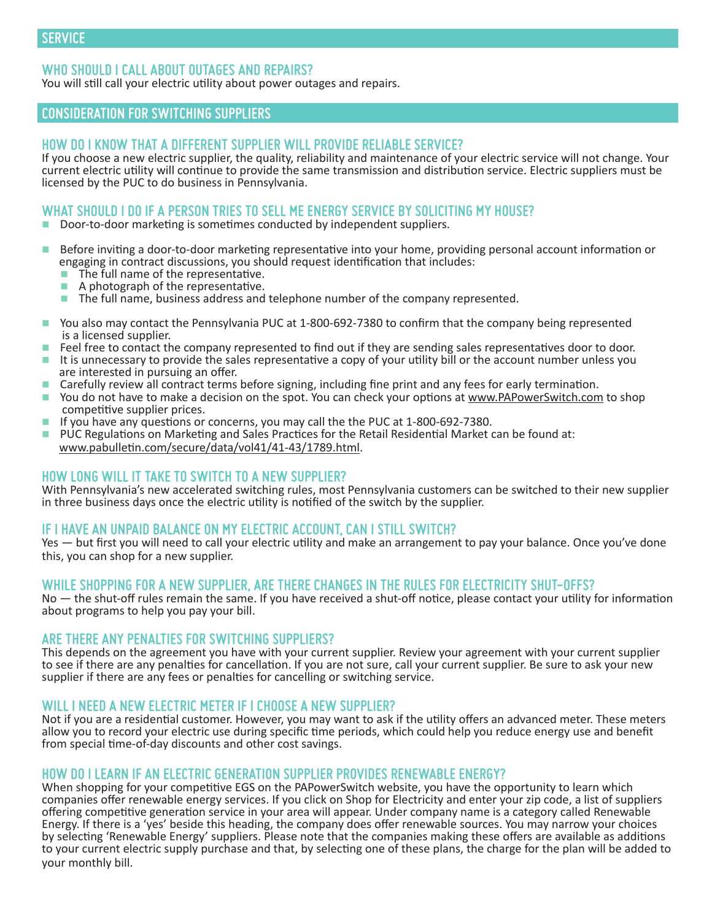## SERVICE

### WHO SHOULD I CALL ABOUT OUTAGES AND REPAIRS?

You will still call your electric utility about power outages and repairs.

## CONSIDERATION FOR SWITCHING SUPPLIERS

### HOW DO I KNOW THAT A DIFFERENT SUPPLIER WILL PROVIDE RELIABLE SERVICE?

If you choose a new electric supplier, the quality, reliability and maintenance of your electric service will not change. Your current electric utility will continue to provide the same transmission and distribution service. Electric suppliers must be licensed by the PUC to do business in Pennsylvania.

### WHAT SHOULD I DO IF A PERSON TRIES TO SELL ME ENERGY SERVICE BY SOLICITING MY HOUSE?

- Door-to-door marketing is sometimes conducted by independent suppliers.
- Before inviting a door-to-door marketing representative into your home, providing personal account information or engaging in contract discussions, you should request identification that includes:
  - The full name of the representative.
  - A photograph of the representative.
  - The full name, business address and telephone number of the company represented.
- You also may contact the Pennsylvania PUC at 1-800-692-7380 to confirm that the company being represented is a licensed supplier.
- Feel free to contact the company represented to find out if they are sending sales representatives door to door.
- It is unnecessary to provide the sales representative a copy of your utility bill or the account number unless you are interested in pursuing an offer.
- Carefully review all contract terms before signing, including fine print and any fees for early termination.
- You do not have to make a decision on the spot. You can check your options at www.PAPowerSwitch.com to shop competitive supplier prices.
- If you have any questions or concerns, you may call the the PUC at 1-800-692-7380.
- PUC Regulations on Marketing and Sales Practices for the Retail Residential Market can be found at: www.pabulletin.com/secure/data/vol41/41-43/1789.html.

### HOW LONG WILL IT TAKE TO SWITCH TO A NEW SUPPLIER?

With Pennsylvania's new accelerated switching rules, most Pennsylvania customers can be switched to their new supplier in three business days once the electric utility is notified of the switch by the supplier.

### IF I HAVE AN UNPAID BALANCE ON MY ELECTRIC ACCOUNT, CAN I STILL SWITCH?

Yes — but first you will need to call your electric utility and make an arrangement to pay your balance. Once you've done this, you can shop for a new supplier.

### WHILE SHOPPING FOR A NEW SUPPLIER, ARE THERE CHANGES IN THE RULES FOR ELECTRICITY SHUT-OFFS?

No — the shut-off rules remain the same. If you have received a shut-off notice, please contact your utility for information about programs to help you pay your bill.

### ARE THERE ANY PENALTIES FOR SWITCHING SUPPLIERS?

This depends on the agreement you have with your current supplier. Review your agreement with your current supplier to see if there are any penalties for cancellation. If you are not sure, call your current supplier. Be sure to ask your new supplier if there are any fees or penalties for cancelling or switching service.

### WILL I NEED A NEW ELECTRIC METER IF I CHOOSE A NEW SUPPLIER?

Not if you are a residential customer. However, you may want to ask if the utility offers an advanced meter. These meters allow you to record your electric use during specific time periods, which could help you reduce energy use and benefit from special time-of-day discounts and other cost savings.

### HOW DO I LEARN IF AN ELECTRIC GENERATION SUPPLIER PROVIDES RENEWABLE ENERGY?

When shopping for your competitive EGS on the PAPowerSwitch website, you have the opportunity to learn which companies offer renewable energy services. If you click on Shop for Electricity and enter your zip code, a list of suppliers offering competitive generation service in your area will appear. Under company name is a category called Renewable Energy. If there is a 'yes' beside this heading, the company does offer renewable sources. You may narrow your choices by selecting 'Renewable Energy' suppliers. Please note that the companies making these offers are available as additions to your current electric supply purchase and that, by selecting one of these plans, the charge for the plan will be added to your monthly bill.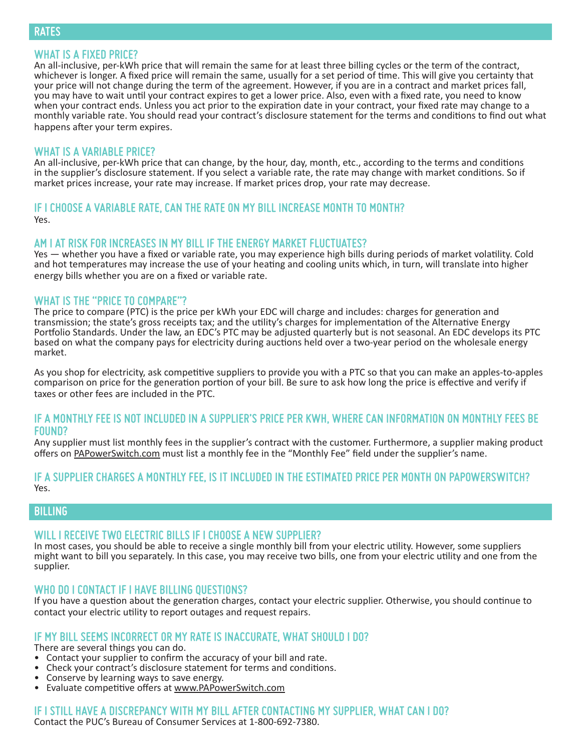## RATES

### WHAT IS A FIXED PRICE?

An all-inclusive, per-kWh price that will remain the same for at least three billing cycles or the term of the contract, whichever is longer. A fixed price will remain the same, usually for a set period of time. This will give you certainty that your price will not change during the term of the agreement. However, if you are in a contract and market prices fall, you may have to wait until your contract expires to get a lower price. Also, even with a fixed rate, you need to know when your contract ends. Unless you act prior to the expiration date in your contract, your fixed rate may change to a monthly variable rate. You should read your contract's disclosure statement for the terms and conditions to find out what happens after your term expires.

### WHAT IS A VARIABLE PRICE?

An all-inclusive, per-kWh price that can change, by the hour, day, month, etc., according to the terms and conditions in the supplier's disclosure statement. If you select a variable rate, the rate may change with market conditions. So if market prices increase, your rate may increase. If market prices drop, your rate may decrease.

### IF I CHOOSE A VARIABLE RATE, CAN THE RATE ON MY BILL INCREASE MONTH TO MONTH?

Yes.

### AM I AT RISK FOR INCREASES IN MY BILL IF THE ENERGY MARKET FLUCTUATES?

Yes — whether you have a fixed or variable rate, you may experience high bills during periods of market volatility. Cold and hot temperatures may increase the use of your heating and cooling units which, in turn, will translate into higher energy bills whether you are on a fixed or variable rate.

### WHAT IS THE "PRICE TO COMPARE"?

The price to compare (PTC) is the price per kWh your EDC will charge and includes: charges for generation and transmission; the state's gross receipts tax; and the utility's charges for implementation of the Alternative Energy Portfolio Standards. Under the law, an EDC's PTC may be adjusted quarterly but is not seasonal. An EDC develops its PTC based on what the company pays for electricity during auctions held over a two-year period on the wholesale energy market.

As you shop for electricity, ask competitive suppliers to provide you with a PTC so that you can make an apples-to-apples comparison on price for the generation portion of your bill. Be sure to ask how long the price is effective and verify if taxes or other fees are included in the PTC.

### IF A MONTHLY FEE IS NOT INCLUDED IN A SUPPLIER'S PRICE PER KWH, WHERE CAN INFORMATION ON MONTHLY FEES BE FOUND?

Any supplier must list monthly fees in the supplier's contract with the customer. Furthermore, a supplier making product offers on PAPowerSwitch.com must list a monthly fee in the "Monthly Fee" field under the supplier's name.

### IF A SUPPLIER CHARGES A MONTHLY FEE, IS IT INCLUDED IN THE ESTIMATED PRICE PER MONTH ON PAPOWERSWITCH?

Yes.

## BILLING

### WILL I RECEIVE TWO ELECTRIC BILLS IF I CHOOSE A NEW SUPPLIER?

In most cases, you should be able to receive a single monthly bill from your electric utility. However, some suppliers might want to bill you separately. In this case, you may receive two bills, one from your electric utility and one from the supplier.

### WHO DO I CONTACT IF I HAVE BILLING QUESTIONS?

If you have a question about the generation charges, contact your electric supplier. Otherwise, you should continue to contact your electric utility to report outages and request repairs.

### IF MY BILL SEEMS INCORRECT OR MY RATE IS INACCURATE, WHAT SHOULD I DO?

There are several things you can do.

- Contact your supplier to confirm the accuracy of your bill and rate.
- Check your contract's disclosure statement for terms and conditions.
- Conserve by learning ways to save energy.
- Evaluate competitive offers at www.PAPowerSwitch.com

### IF I STILL HAVE A DISCREPANCY WITH MY BILL AFTER CONTACTING MY SUPPLIER, WHAT CAN I DO?

Contact the PUC's Bureau of Consumer Services at 1-800-692-7380.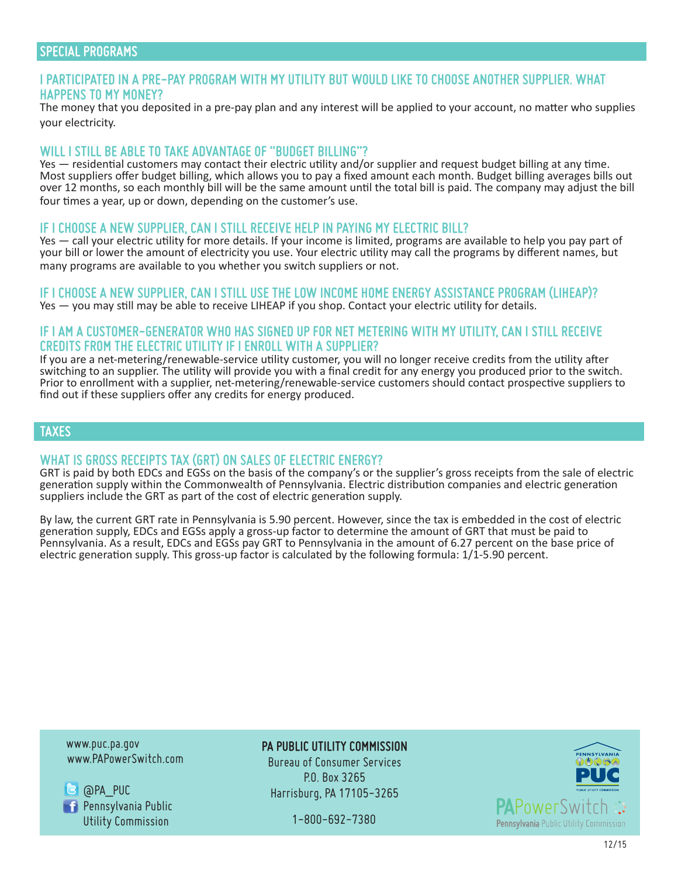## SPECIAL PROGRAMS

### I PARTICIPATED IN A PRE-PAY PROGRAM WITH MY UTILITY BUT WOULD LIKE TO CHOOSE ANOTHER SUPPLIER. WHAT HAPPENS TO MY MONEY?

The money that you deposited in a pre-pay plan and any interest will be applied to your account, no matter who supplies your electricity.

### WILL I STILL BE ABLE TO TAKE ADVANTAGE OF "BUDGET BILLING"?

Yes — residential customers may contact their electric utility and/or supplier and request budget billing at any time. Most suppliers offer budget billing, which allows you to pay a fixed amount each month. Budget billing averages bills out over 12 months, so each monthly bill will be the same amount until the total bill is paid. The company may adjust the bill four times a year, up or down, depending on the customer's use.

### IF I CHOOSE A NEW SUPPLIER, CAN I STILL RECEIVE HELP IN PAYING MY ELECTRIC BILL?

Yes — call your electric utility for more details. If your income is limited, programs are available to help you pay part of your bill or lower the amount of electricity you use. Your electric utility may call the programs by different names, but many programs are available to you whether you switch suppliers or not.

### IF I CHOOSE A NEW SUPPLIER, CAN I STILL USE THE LOW INCOME HOME ENERGY ASSISTANCE PROGRAM (LIHEAP)?

Yes — you may still may be able to receive LIHEAP if you shop. Contact your electric utility for details.

### IF I AM A CUSTOMER-GENERATOR WHO HAS SIGNED UP FOR NET METERING WITH MY UTILITY, CAN I STILL RECEIVE CREDITS FROM THE ELECTRIC UTILITY IF I ENROLL WITH A SUPPLIER?

If you are a net-metering/renewable-service utility customer, you will no longer receive credits from the utility after switching to an supplier. The utility will provide you with a final credit for any energy you produced prior to the switch. Prior to enrollment with a supplier, net-metering/renewable-service customers should contact prospective suppliers to find out if these suppliers offer any credits for energy produced.

## TAXES

### WHAT IS GROSS RECEIPTS TAX (GRT) ON SALES OF ELECTRIC ENERGY?

GRT is paid by both EDCs and EGSs on the basis of the company's or the supplier's gross receipts from the sale of electric generation supply within the Commonwealth of Pennsylvania. Electric distribution companies and electric generation suppliers include the GRT as part of the cost of electric generation supply.

By law, the current GRT rate in Pennsylvania is 5.90 percent. However, since the tax is embedded in the cost of electric generation supply, EDCs and EGSs apply a gross-up factor to determine the amount of GRT that must be paid to Pennsylvania. As a result, EDCs and EGSs pay GRT to Pennsylvania in the amount of 6.27 percent on the base price of electric generation supply. This gross-up factor is calculated by the following formula: 1/1-5.90 percent.

www.puc.pa.gov
www.PAPowerSwitch.com

@PA_PUC
Pennsylvania Public Utility Commission

**PA PUBLIC UTILITY COMMISSION**
Bureau of Consumer Services
P.O. Box 3265
Harrisburg, PA 17105-3265

1-800-692-7380

PAPowerSwitch
Pennsylvania Public Utility Commission

12/15